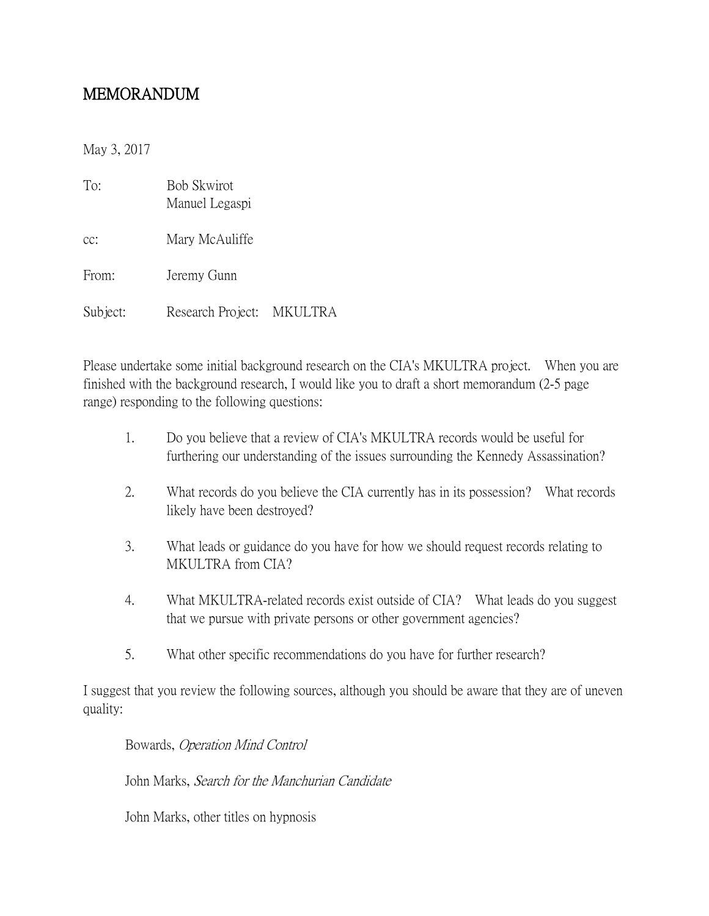# MEMORANDUM

May 3, 2017

To: Bob Skwirot
Manuel Legaspi

cc: Mary McAuliffe

From: Jeremy Gunn

Subject: Research Project: MKULTRA

Please undertake some initial background research on the CIA's MKULTRA project. When you are finished with the background research, I would like you to draft a short memorandum (2-5 page range) responding to the following questions:

1. Do you believe that a review of CIA's MKULTRA records would be useful for furthering our understanding of the issues surrounding the Kennedy Assassination?

2. What records do you believe the CIA currently has in its possession? What records likely have been destroyed?

3. What leads or guidance do you have for how we should request records relating to MKULTRA from CIA?

4. What MKULTRA-related records exist outside of CIA? What leads do you suggest that we pursue with private persons or other government agencies?

5. What other specific recommendations do you have for further research?

I suggest that you review the following sources, although you should be aware that they are of uneven quality:

Bowards, *Operation Mind Control*

John Marks, *Search for the Manchurian Candidate*

John Marks, other titles on hypnosis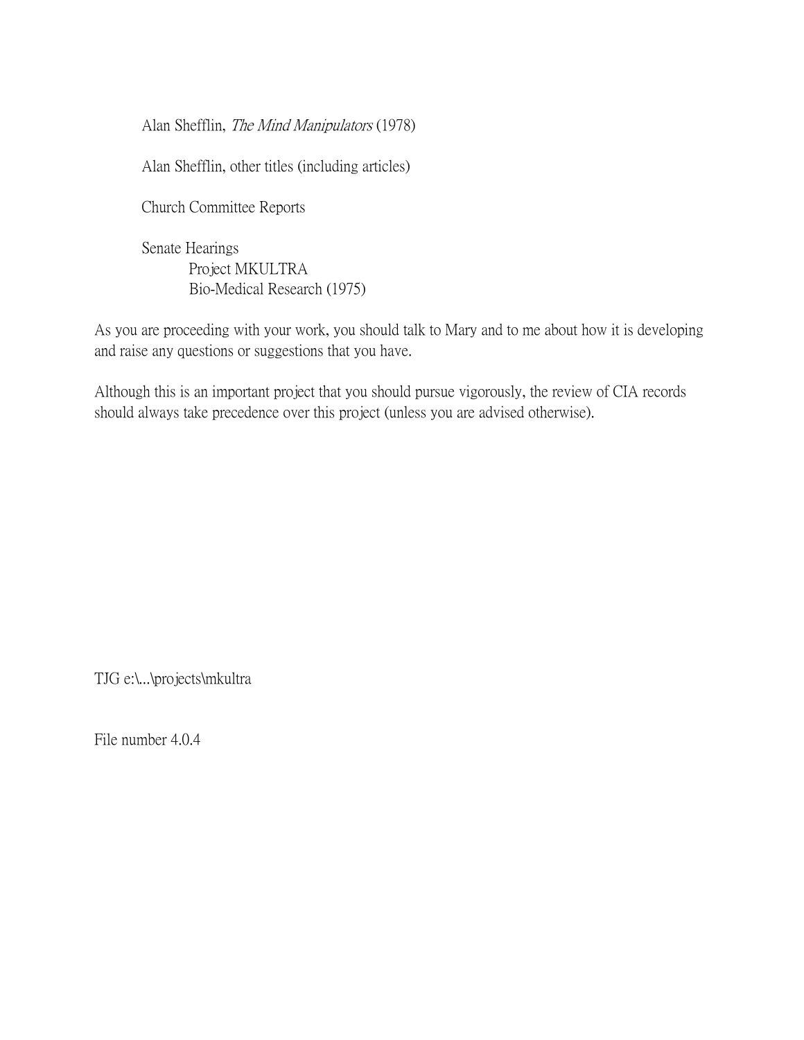Alan Shefflin, *The Mind Manipulators* (1978)

Alan Shefflin, other titles (including articles)

Church Committee Reports

Senate Hearings
- Project MKULTRA
- Bio-Medical Research (1975)

As you are proceeding with your work, you should talk to Mary and to me about how it is developing and raise any questions or suggestions that you have.

Although this is an important project that you should pursue vigorously, the review of CIA records should always take precedence over this project (unless you are advised otherwise).

TJG e:\...\projects\mkultra

File number 4.0.4